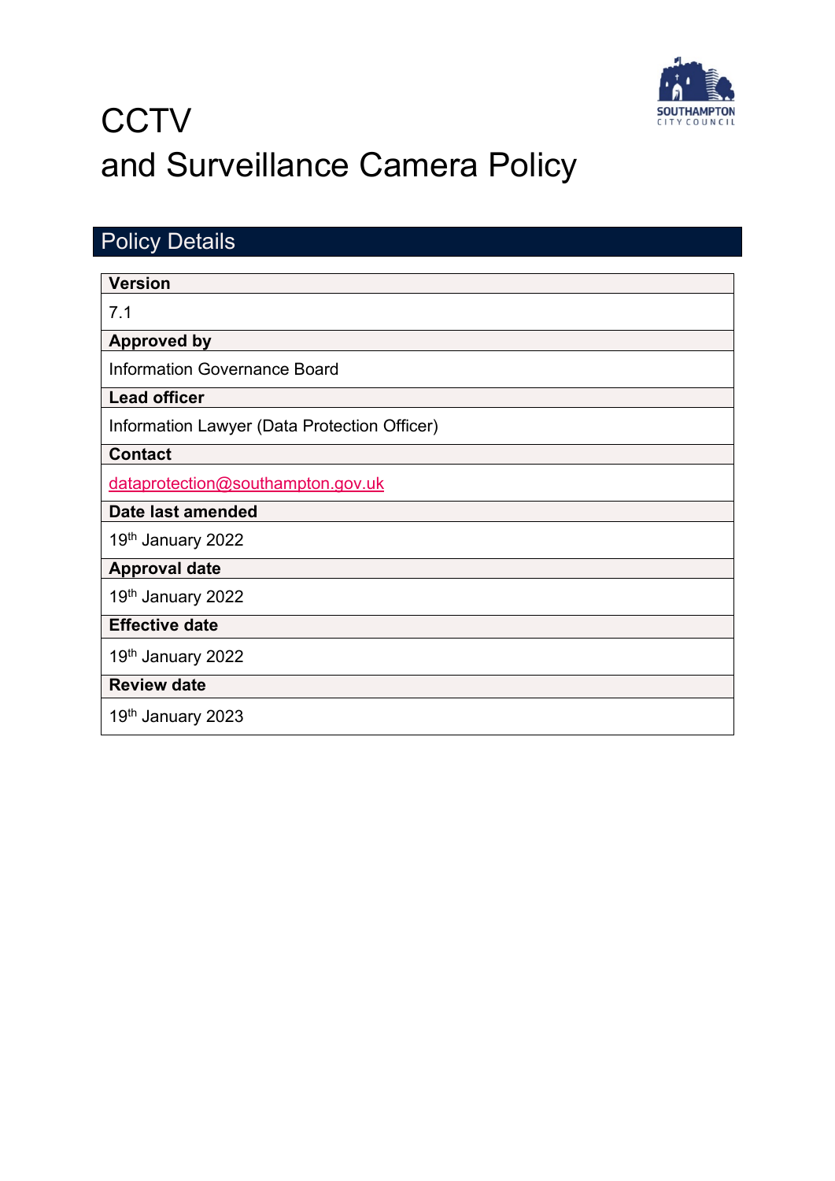# CCTV and Surveillance Camera Policy

## Policy Details

| Version |
| --- |
| 7.1 |
| **Approved by** |
| Information Governance Board |
| **Lead officer** |
| Information Lawyer (Data Protection Officer) |
| **Contact** |
| dataprotection@southampton.gov.uk |
| **Date last amended** |
| 19th January 2022 |
| **Approval date** |
| 19th January 2022 |
| **Effective date** |
| 19th January 2022 |
| **Review date** |
| 19th January 2023 |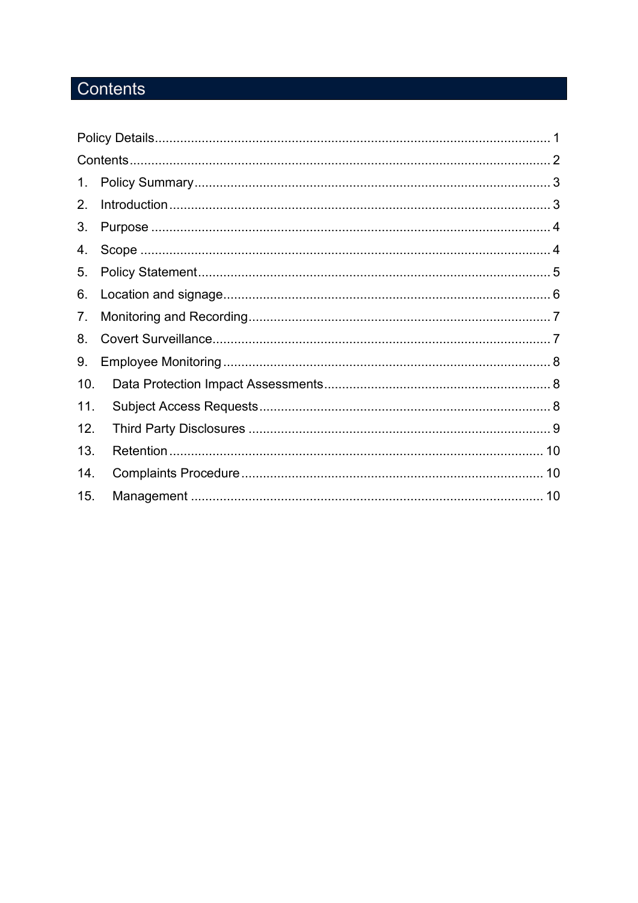# Contents

Policy Details 1

Contents 2

1. Policy Summary 3
2. Introduction 3
3. Purpose 4
4. Scope 4
5. Policy Statement 5
6. Location and signage 6
7. Monitoring and Recording 7
8. Covert Surveillance 7
9. Employee Monitoring 8
10. Data Protection Impact Assessments 8
11. Subject Access Requests 8
12. Third Party Disclosures 9
13. Retention 10
14. Complaints Procedure 10
15. Management 10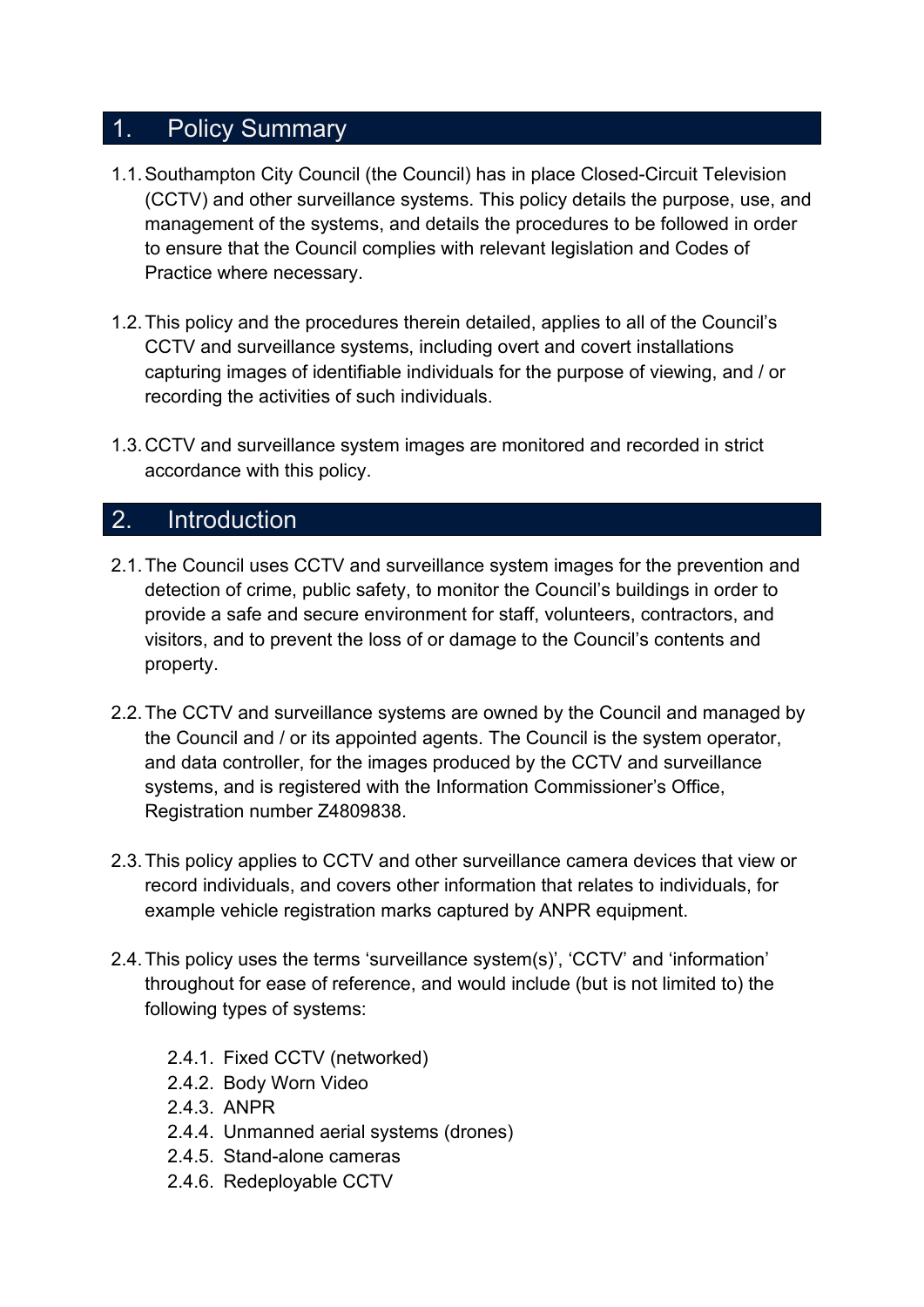## 1. Policy Summary

1.1. Southampton City Council (the Council) has in place Closed-Circuit Television (CCTV) and other surveillance systems. This policy details the purpose, use, and management of the systems, and details the procedures to be followed in order to ensure that the Council complies with relevant legislation and Codes of Practice where necessary.

1.2. This policy and the procedures therein detailed, applies to all of the Council's CCTV and surveillance systems, including overt and covert installations capturing images of identifiable individuals for the purpose of viewing, and / or recording the activities of such individuals.

1.3. CCTV and surveillance system images are monitored and recorded in strict accordance with this policy.

## 2. Introduction

2.1. The Council uses CCTV and surveillance system images for the prevention and detection of crime, public safety, to monitor the Council's buildings in order to provide a safe and secure environment for staff, volunteers, contractors, and visitors, and to prevent the loss of or damage to the Council's contents and property.

2.2. The CCTV and surveillance systems are owned by the Council and managed by the Council and / or its appointed agents. The Council is the system operator, and data controller, for the images produced by the CCTV and surveillance systems, and is registered with the Information Commissioner's Office, Registration number Z4809838.

2.3. This policy applies to CCTV and other surveillance camera devices that view or record individuals, and covers other information that relates to individuals, for example vehicle registration marks captured by ANPR equipment.

2.4. This policy uses the terms 'surveillance system(s)', 'CCTV' and 'information' throughout for ease of reference, and would include (but is not limited to) the following types of systems:

- 2.4.1. Fixed CCTV (networked)
- 2.4.2. Body Worn Video
- 2.4.3. ANPR
- 2.4.4. Unmanned aerial systems (drones)
- 2.4.5. Stand-alone cameras
- 2.4.6. Redeployable CCTV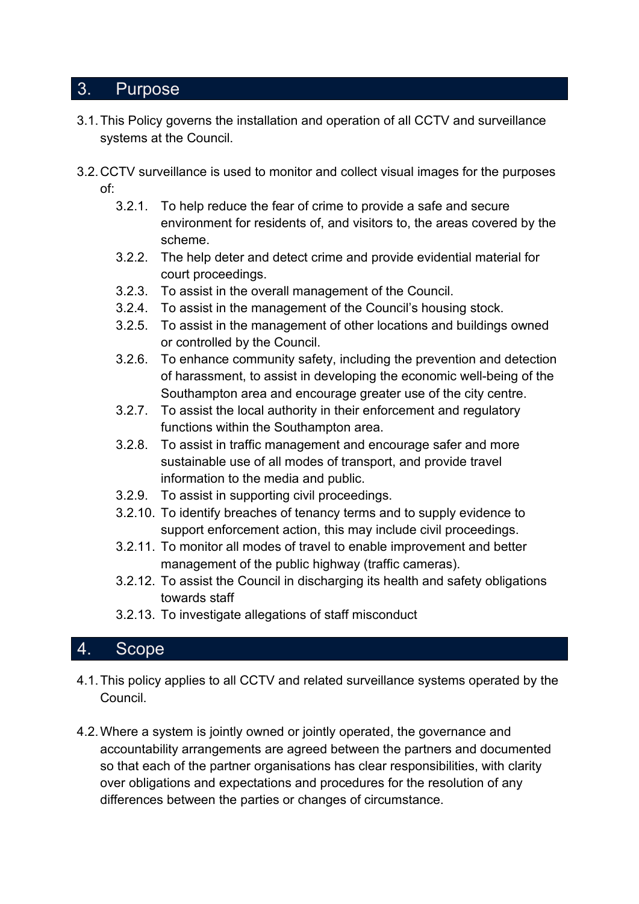## 3. Purpose

3.1. This Policy governs the installation and operation of all CCTV and surveillance systems at the Council.

3.2. CCTV surveillance is used to monitor and collect visual images for the purposes of:

- 3.2.1. To help reduce the fear of crime to provide a safe and secure environment for residents of, and visitors to, the areas covered by the scheme.
- 3.2.2. The help deter and detect crime and provide evidential material for court proceedings.
- 3.2.3. To assist in the overall management of the Council.
- 3.2.4. To assist in the management of the Council's housing stock.
- 3.2.5. To assist in the management of other locations and buildings owned or controlled by the Council.
- 3.2.6. To enhance community safety, including the prevention and detection of harassment, to assist in developing the economic well-being of the Southampton area and encourage greater use of the city centre.
- 3.2.7. To assist the local authority in their enforcement and regulatory functions within the Southampton area.
- 3.2.8. To assist in traffic management and encourage safer and more sustainable use of all modes of transport, and provide travel information to the media and public.
- 3.2.9. To assist in supporting civil proceedings.
- 3.2.10. To identify breaches of tenancy terms and to supply evidence to support enforcement action, this may include civil proceedings.
- 3.2.11. To monitor all modes of travel to enable improvement and better management of the public highway (traffic cameras).
- 3.2.12. To assist the Council in discharging its health and safety obligations towards staff
- 3.2.13. To investigate allegations of staff misconduct

## 4. Scope

4.1. This policy applies to all CCTV and related surveillance systems operated by the Council.

4.2. Where a system is jointly owned or jointly operated, the governance and accountability arrangements are agreed between the partners and documented so that each of the partner organisations has clear responsibilities, with clarity over obligations and expectations and procedures for the resolution of any differences between the parties or changes of circumstance.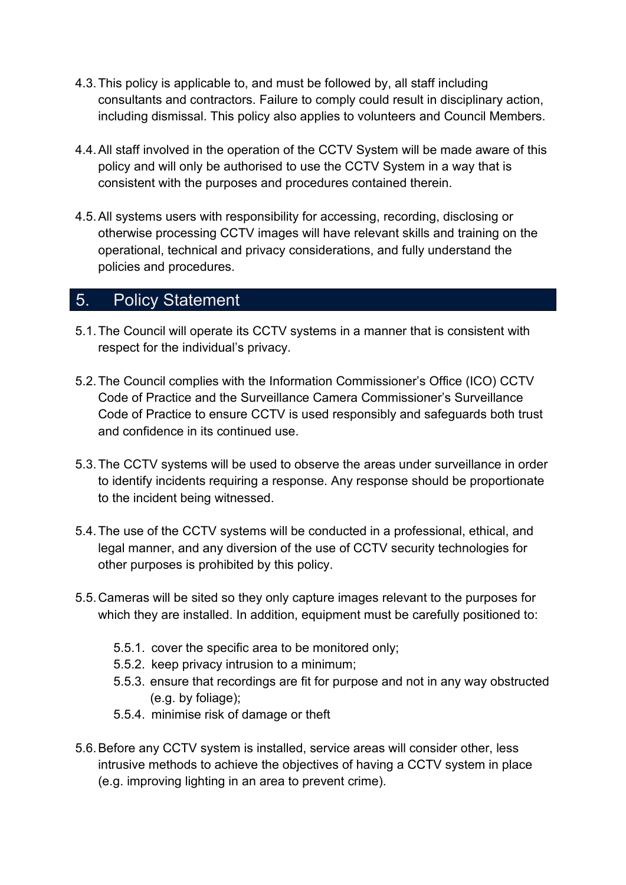4.3. This policy is applicable to, and must be followed by, all staff including consultants and contractors. Failure to comply could result in disciplinary action, including dismissal. This policy also applies to volunteers and Council Members.

4.4. All staff involved in the operation of the CCTV System will be made aware of this policy and will only be authorised to use the CCTV System in a way that is consistent with the purposes and procedures contained therein.

4.5. All systems users with responsibility for accessing, recording, disclosing or otherwise processing CCTV images will have relevant skills and training on the operational, technical and privacy considerations, and fully understand the policies and procedures.

## 5. Policy Statement

5.1. The Council will operate its CCTV systems in a manner that is consistent with respect for the individual's privacy.

5.2. The Council complies with the Information Commissioner's Office (ICO) CCTV Code of Practice and the Surveillance Camera Commissioner's Surveillance Code of Practice to ensure CCTV is used responsibly and safeguards both trust and confidence in its continued use.

5.3. The CCTV systems will be used to observe the areas under surveillance in order to identify incidents requiring a response. Any response should be proportionate to the incident being witnessed.

5.4. The use of the CCTV systems will be conducted in a professional, ethical, and legal manner, and any diversion of the use of CCTV security technologies for other purposes is prohibited by this policy.

5.5. Cameras will be sited so they only capture images relevant to the purposes for which they are installed. In addition, equipment must be carefully positioned to:

- 5.5.1. cover the specific area to be monitored only;
- 5.5.2. keep privacy intrusion to a minimum;
- 5.5.3. ensure that recordings are fit for purpose and not in any way obstructed (e.g. by foliage);
- 5.5.4. minimise risk of damage or theft

5.6. Before any CCTV system is installed, service areas will consider other, less intrusive methods to achieve the objectives of having a CCTV system in place (e.g. improving lighting in an area to prevent crime).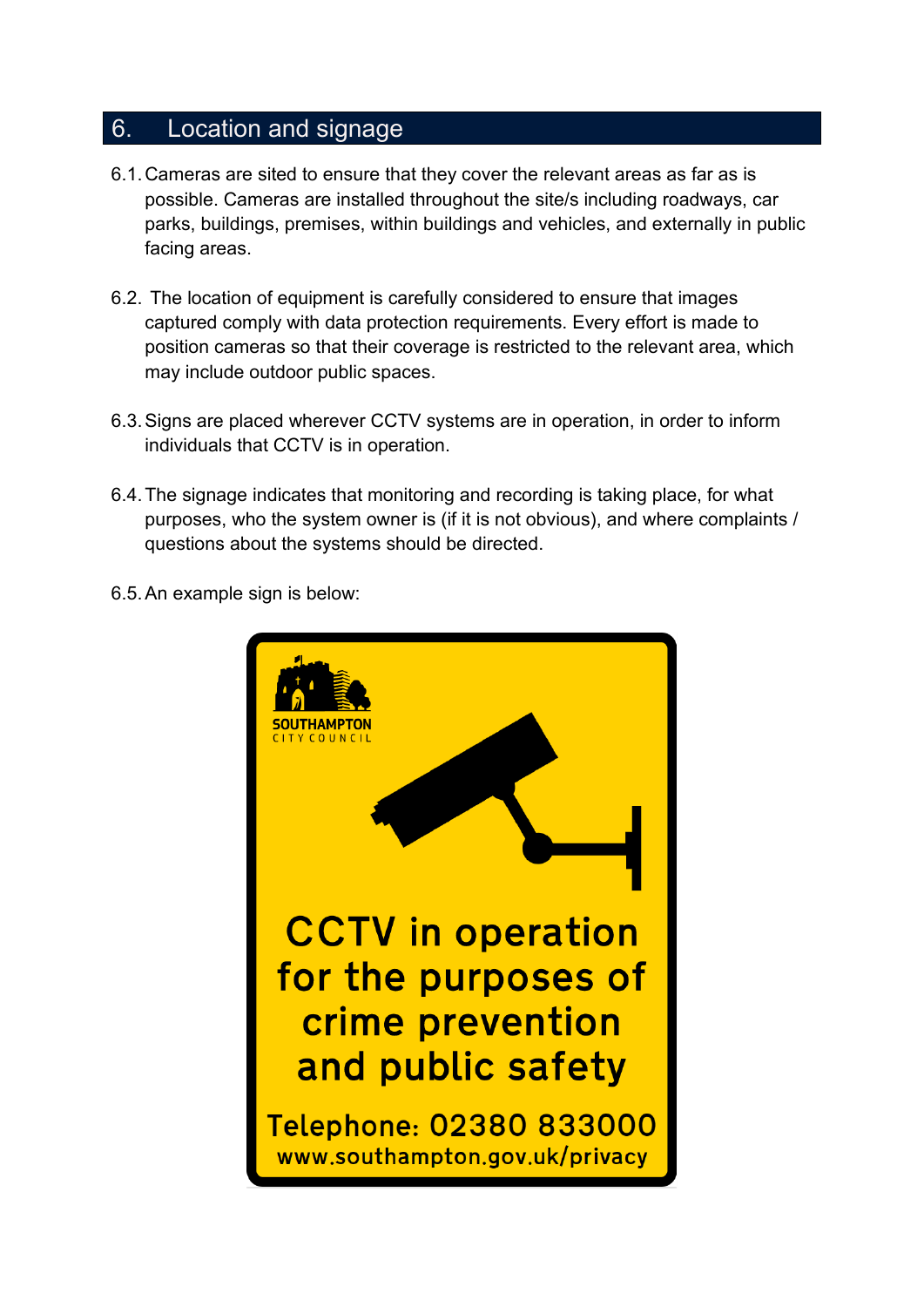## 6. Location and signage

6.1. Cameras are sited to ensure that they cover the relevant areas as far as is possible. Cameras are installed throughout the site/s including roadways, car parks, buildings, premises, within buildings and vehicles, and externally in public facing areas.

6.2. The location of equipment is carefully considered to ensure that images captured comply with data protection requirements. Every effort is made to position cameras so that their coverage is restricted to the relevant area, which may include outdoor public spaces.

6.3. Signs are placed wherever CCTV systems are in operation, in order to inform individuals that CCTV is in operation.

6.4. The signage indicates that monitoring and recording is taking place, for what purposes, who the system owner is (if it is not obvious), and where complaints / questions about the systems should be directed.

6.5. An example sign is below:

SOUTHAMPTON CITY COUNCIL

**CCTV in operation for the purposes of crime prevention and public safety**

**Telephone: 02380 833000**
**www.southampton.gov.uk/privacy**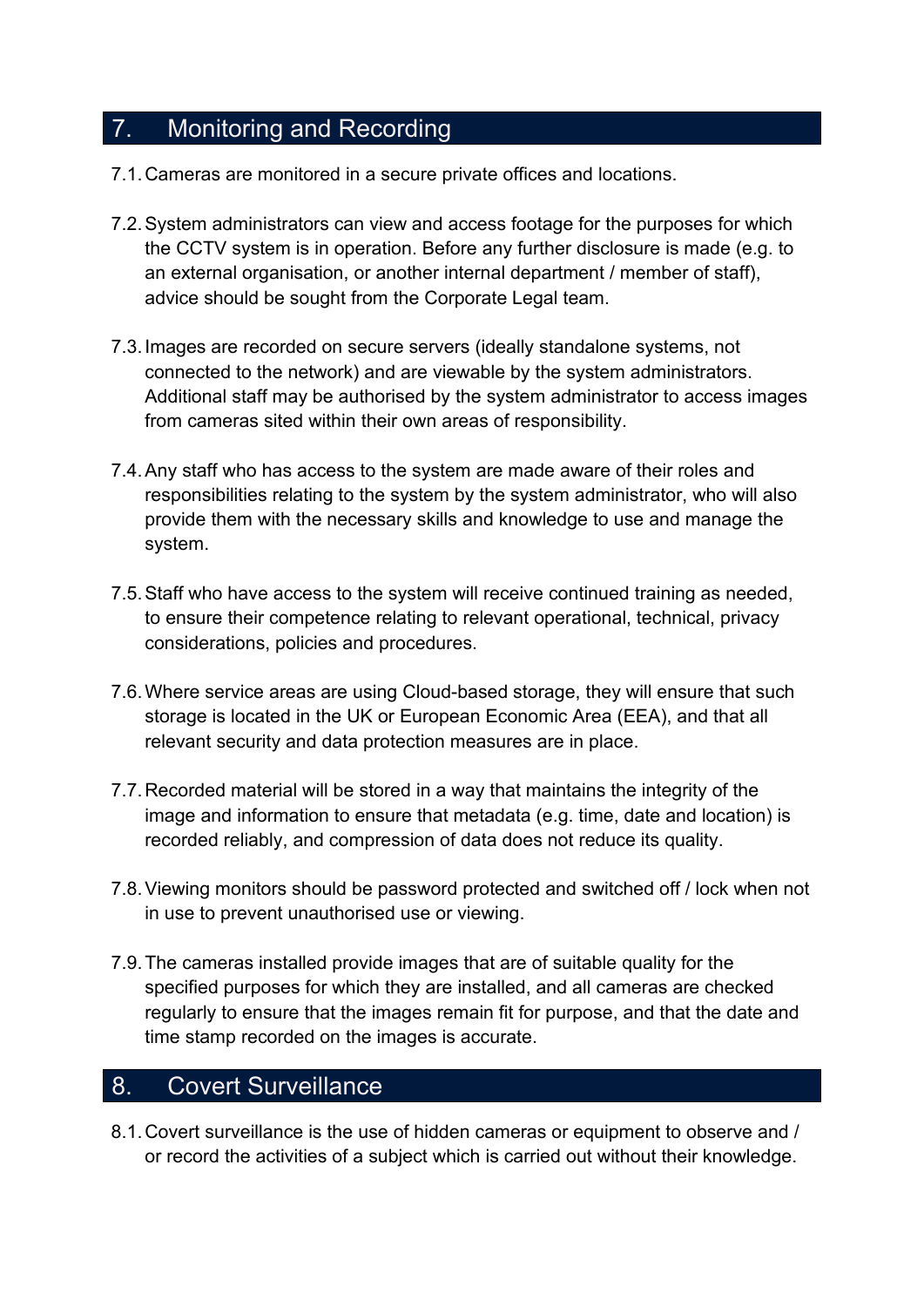## 7. Monitoring and Recording

7.1. Cameras are monitored in a secure private offices and locations.

7.2. System administrators can view and access footage for the purposes for which the CCTV system is in operation. Before any further disclosure is made (e.g. to an external organisation, or another internal department / member of staff), advice should be sought from the Corporate Legal team.

7.3. Images are recorded on secure servers (ideally standalone systems, not connected to the network) and are viewable by the system administrators. Additional staff may be authorised by the system administrator to access images from cameras sited within their own areas of responsibility.

7.4. Any staff who has access to the system are made aware of their roles and responsibilities relating to the system by the system administrator, who will also provide them with the necessary skills and knowledge to use and manage the system.

7.5. Staff who have access to the system will receive continued training as needed, to ensure their competence relating to relevant operational, technical, privacy considerations, policies and procedures.

7.6. Where service areas are using Cloud-based storage, they will ensure that such storage is located in the UK or European Economic Area (EEA), and that all relevant security and data protection measures are in place.

7.7. Recorded material will be stored in a way that maintains the integrity of the image and information to ensure that metadata (e.g. time, date and location) is recorded reliably, and compression of data does not reduce its quality.

7.8. Viewing monitors should be password protected and switched off / lock when not in use to prevent unauthorised use or viewing.

7.9. The cameras installed provide images that are of suitable quality for the specified purposes for which they are installed, and all cameras are checked regularly to ensure that the images remain fit for purpose, and that the date and time stamp recorded on the images is accurate.

## 8. Covert Surveillance

8.1. Covert surveillance is the use of hidden cameras or equipment to observe and / or record the activities of a subject which is carried out without their knowledge.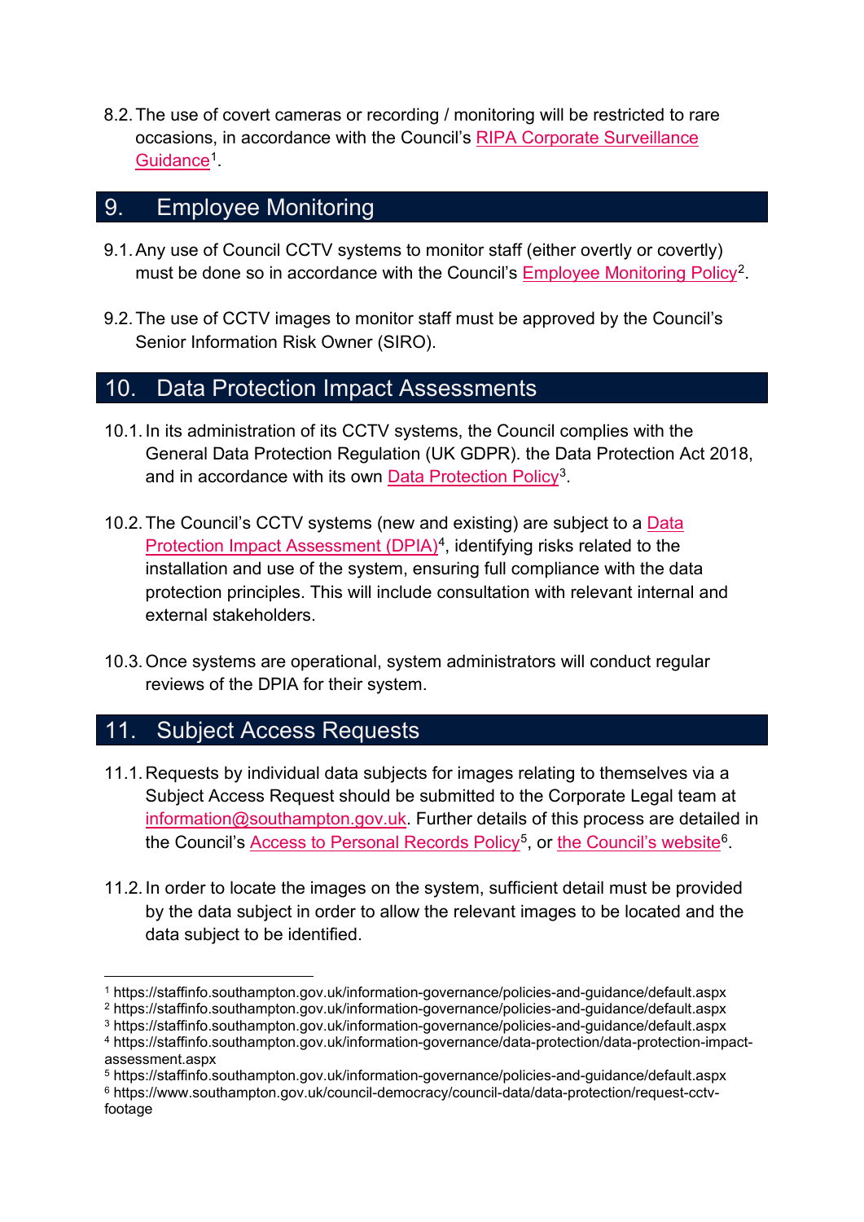8.2. The use of covert cameras or recording / monitoring will be restricted to rare occasions, in accordance with the Council's RIPA Corporate Surveillance Guidance[1].

## 9. Employee Monitoring

9.1. Any use of Council CCTV systems to monitor staff (either overtly or covertly) must be done so in accordance with the Council's Employee Monitoring Policy[2].

9.2. The use of CCTV images to monitor staff must be approved by the Council's Senior Information Risk Owner (SIRO).

## 10. Data Protection Impact Assessments

10.1. In its administration of its CCTV systems, the Council complies with the General Data Protection Regulation (UK GDPR). the Data Protection Act 2018, and in accordance with its own Data Protection Policy[3].

10.2. The Council's CCTV systems (new and existing) are subject to a Data Protection Impact Assessment (DPIA)[4], identifying risks related to the installation and use of the system, ensuring full compliance with the data protection principles. This will include consultation with relevant internal and external stakeholders.

10.3. Once systems are operational, system administrators will conduct regular reviews of the DPIA for their system.

## 11. Subject Access Requests

11.1. Requests by individual data subjects for images relating to themselves via a Subject Access Request should be submitted to the Corporate Legal team at information@southampton.gov.uk. Further details of this process are detailed in the Council's Access to Personal Records Policy[5], or the Council's website[6].

11.2. In order to locate the images on the system, sufficient detail must be provided by the data subject in order to allow the relevant images to be located and the data subject to be identified.

---

[1] https://staffinfo.southampton.gov.uk/information-governance/policies-and-guidance/default.aspx
[2] https://staffinfo.southampton.gov.uk/information-governance/policies-and-guidance/default.aspx
[3] https://staffinfo.southampton.gov.uk/information-governance/policies-and-guidance/default.aspx
[4] https://staffinfo.southampton.gov.uk/information-governance/data-protection/data-protection-impact-assessment.aspx
[5] https://staffinfo.southampton.gov.uk/information-governance/policies-and-guidance/default.aspx
[6] https://www.southampton.gov.uk/council-democracy/council-data/data-protection/request-cctv-footage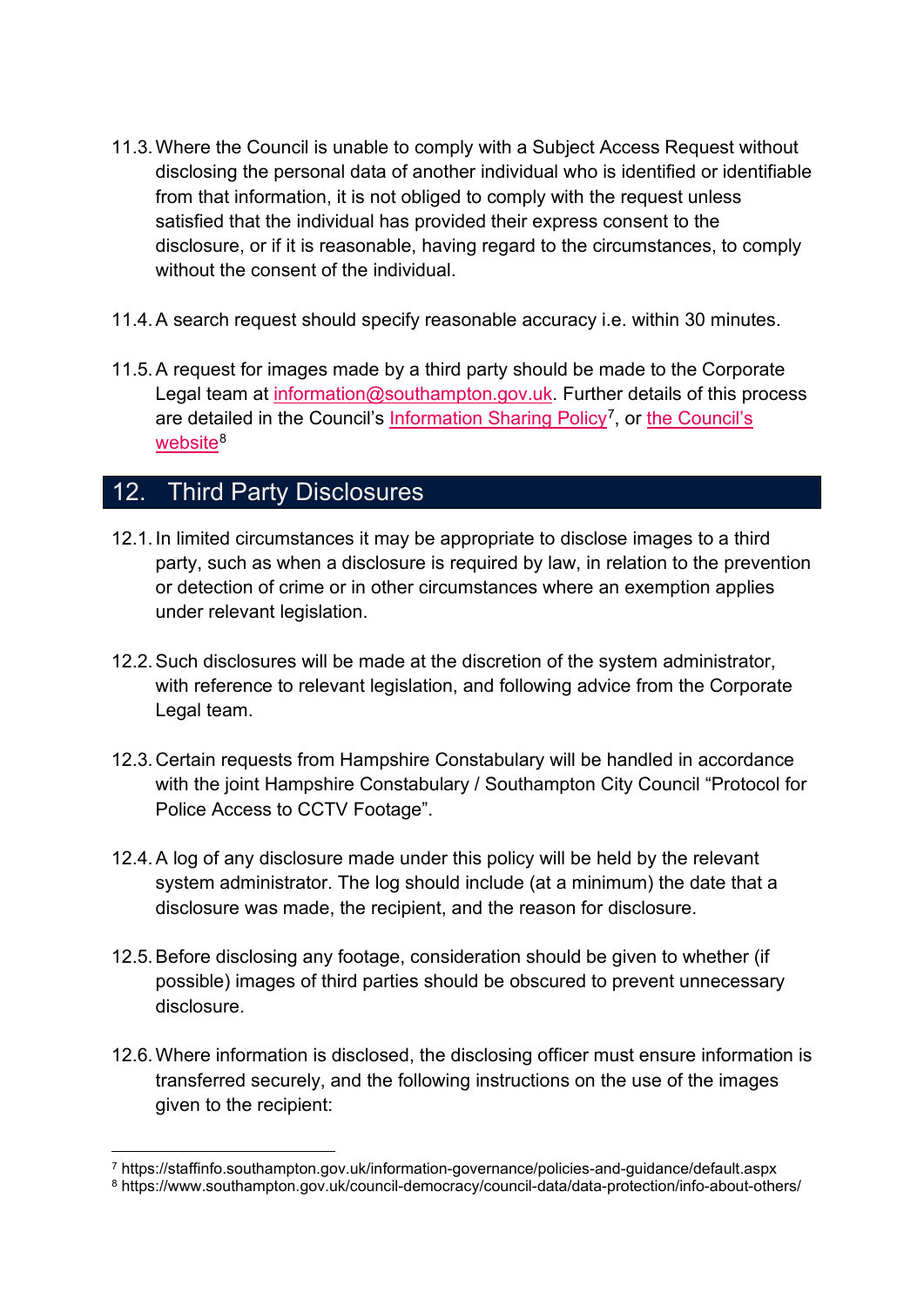11.3. Where the Council is unable to comply with a Subject Access Request without disclosing the personal data of another individual who is identified or identifiable from that information, it is not obliged to comply with the request unless satisfied that the individual has provided their express consent to the disclosure, or if it is reasonable, having regard to the circumstances, to comply without the consent of the individual.

11.4. A search request should specify reasonable accuracy i.e. within 30 minutes.

11.5. A request for images made by a third party should be made to the Corporate Legal team at information@southampton.gov.uk. Further details of this process are detailed in the Council's Information Sharing Policy[7], or the Council's website[8]

## 12. Third Party Disclosures

12.1. In limited circumstances it may be appropriate to disclose images to a third party, such as when a disclosure is required by law, in relation to the prevention or detection of crime or in other circumstances where an exemption applies under relevant legislation.

12.2. Such disclosures will be made at the discretion of the system administrator, with reference to relevant legislation, and following advice from the Corporate Legal team.

12.3. Certain requests from Hampshire Constabulary will be handled in accordance with the joint Hampshire Constabulary / Southampton City Council "Protocol for Police Access to CCTV Footage".

12.4. A log of any disclosure made under this policy will be held by the relevant system administrator. The log should include (at a minimum) the date that a disclosure was made, the recipient, and the reason for disclosure.

12.5. Before disclosing any footage, consideration should be given to whether (if possible) images of third parties should be obscured to prevent unnecessary disclosure.

12.6. Where information is disclosed, the disclosing officer must ensure information is transferred securely, and the following instructions on the use of the images given to the recipient:

---

[7] https://staffinfo.southampton.gov.uk/information-governance/policies-and-guidance/default.aspx

[8] https://www.southampton.gov.uk/council-democracy/council-data/data-protection/info-about-others/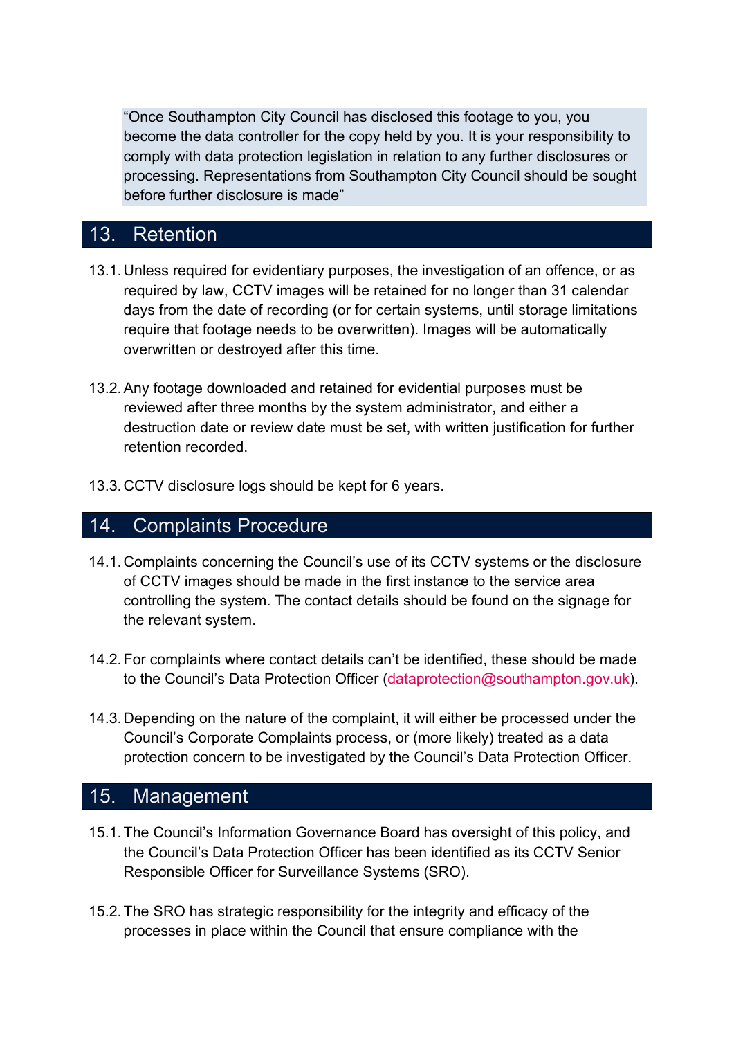> "Once Southampton City Council has disclosed this footage to you, you become the data controller for the copy held by you. It is your responsibility to comply with data protection legislation in relation to any further disclosures or processing. Representations from Southampton City Council should be sought before further disclosure is made"

## 13. Retention

13.1. Unless required for evidentiary purposes, the investigation of an offence, or as required by law, CCTV images will be retained for no longer than 31 calendar days from the date of recording (or for certain systems, until storage limitations require that footage needs to be overwritten). Images will be automatically overwritten or destroyed after this time.

13.2. Any footage downloaded and retained for evidential purposes must be reviewed after three months by the system administrator, and either a destruction date or review date must be set, with written justification for further retention recorded.

13.3. CCTV disclosure logs should be kept for 6 years.

## 14. Complaints Procedure

14.1. Complaints concerning the Council's use of its CCTV systems or the disclosure of CCTV images should be made in the first instance to the service area controlling the system. The contact details should be found on the signage for the relevant system.

14.2. For complaints where contact details can't be identified, these should be made to the Council's Data Protection Officer (dataprotection@southampton.gov.uk).

14.3. Depending on the nature of the complaint, it will either be processed under the Council's Corporate Complaints process, or (more likely) treated as a data protection concern to be investigated by the Council's Data Protection Officer.

## 15. Management

15.1. The Council's Information Governance Board has oversight of this policy, and the Council's Data Protection Officer has been identified as its CCTV Senior Responsible Officer for Surveillance Systems (SRO).

15.2. The SRO has strategic responsibility for the integrity and efficacy of the processes in place within the Council that ensure compliance with the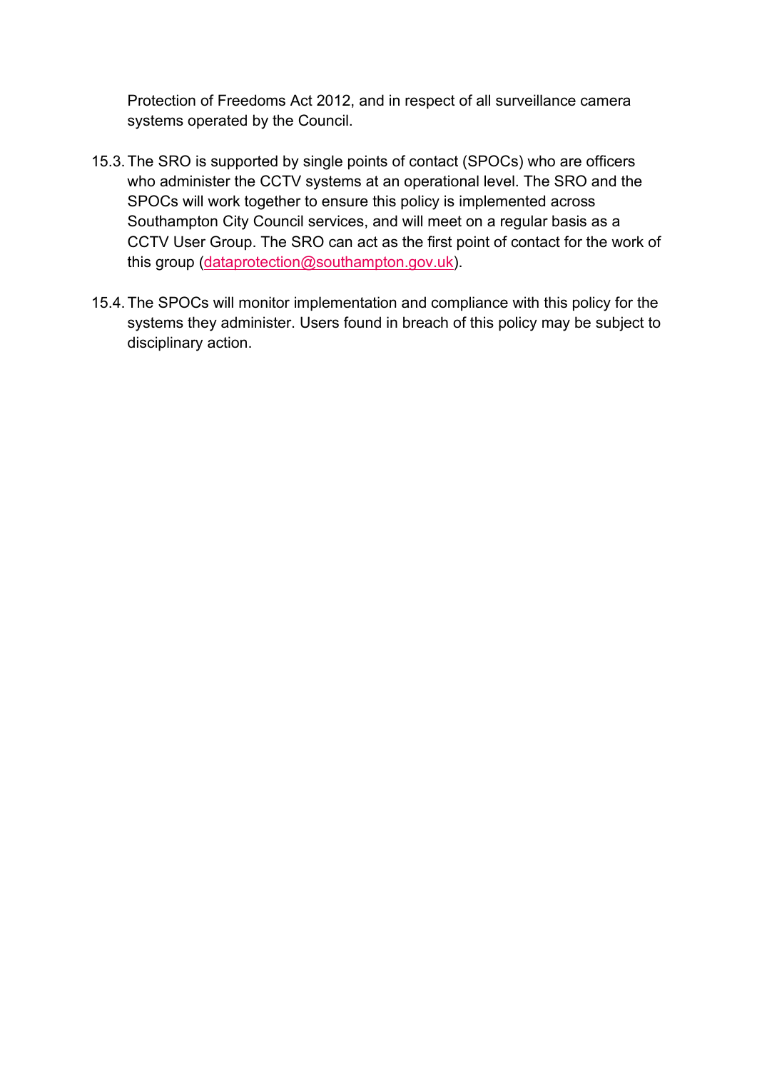Protection of Freedoms Act 2012, and in respect of all surveillance camera systems operated by the Council.

15.3. The SRO is supported by single points of contact (SPOCs) who are officers who administer the CCTV systems at an operational level. The SRO and the SPOCs will work together to ensure this policy is implemented across Southampton City Council services, and will meet on a regular basis as a CCTV User Group. The SRO can act as the first point of contact for the work of this group (dataprotection@southampton.gov.uk).

15.4. The SPOCs will monitor implementation and compliance with this policy for the systems they administer. Users found in breach of this policy may be subject to disciplinary action.